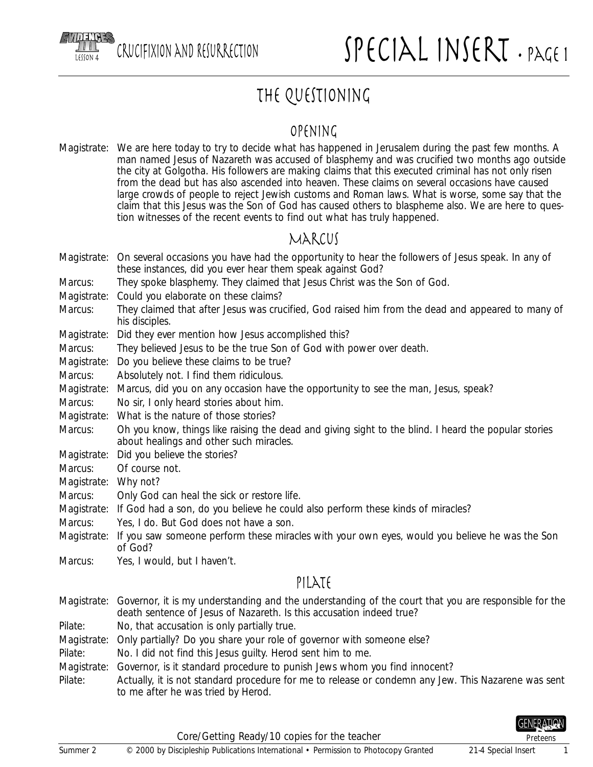# SPECIAL INSERT • PAGE 1

## THE QUESTIONING

### OPENING

Magistrate: We are here today to try to decide what has happened in Jerusalem during the past few months. A man named Jesus of Nazareth was accused of blasphemy and was crucified two months ago outside the city at Golgotha. His followers are making claims that this executed criminal has not only risen from the dead but has also ascended into heaven. These claims on several occasions have caused large crowds of people to reject Jewish customs and Roman laws. What is worse, some say that the claim that this Jesus was the Son of God has caused others to blaspheme also. We are here to question witnesses of the recent events to find out what has truly happened.

### MARCUS

Magistrate: On several occasions you have had the opportunity to hear the followers of Jesus speak. In any of these instances, did you ever hear them speak against God?

Marcus: They spoke blasphemy. They claimed that Jesus Christ was the Son of God.

Magistrate: Could you elaborate on these claims?

Marcus: They claimed that after Jesus was crucified, God raised him from the dead and appeared to many of his disciples.

Magistrate: Did they ever mention how Jesus accomplished this?

Marcus: They believed Jesus to be the true Son of God with power over death.

Magistrate: Do you believe these claims to be true?

Marcus: Absolutely not. I find them ridiculous.

Magistrate: Marcus, did you on any occasion have the opportunity to see the man, Jesus, speak?

Marcus: No sir, I only heard stories about him.

Magistrate: What is the nature of those stories?

Marcus: Oh you know, things like raising the dead and giving sight to the blind. I heard the popular stories about healings and other such miracles.

Magistrate: Did you believe the stories?

Marcus: Of course not.

Magistrate: Why not?

Marcus: Only God can heal the sick or restore life.

Magistrate: If God had a son, do you believe he could also perform these kinds of miracles?

Marcus: Yes, I do. But God does not have a son.

Magistrate: If you saw someone perform these miracles with your own eyes, would you believe he was the Son of God?

Marcus: Yes, I would, but I haven't.

### PILATE

Magistrate: Governor, it is my understanding and the understanding of the court that you are responsible for the death sentence of Jesus of Nazareth. Is this accusation indeed true?

Pilate: No, that accusation is only partially true.

Magistrate: Only partially? Do you share your role of governor with someone else?

Pilate: No. I did not find this Jesus guilty. Herod sent him to me.

Magistrate: Governor, is it standard procedure to punish Jews whom you find innocent?

Pilate: Actually, it is not standard procedure for me to release or condemn any Jew. This Nazarene was sent to me after he was tried by Herod.

Core/Getting Ready/10 copies for the teacher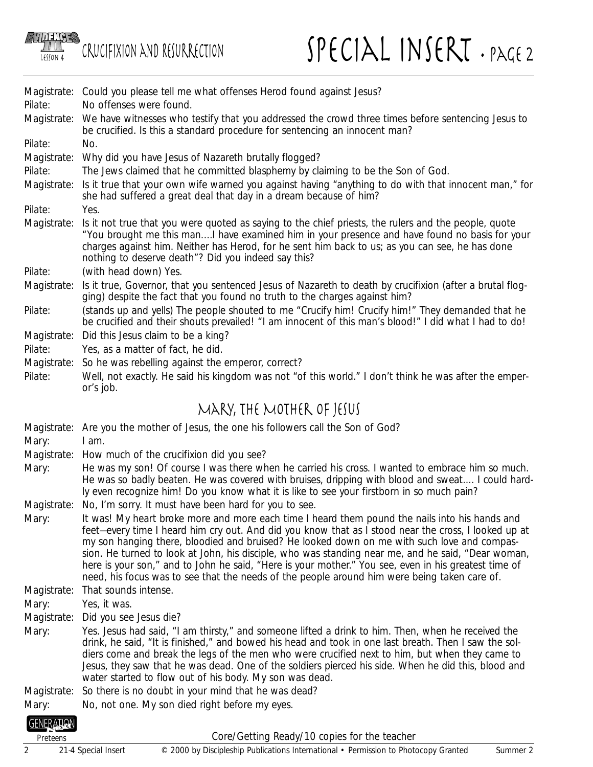Magistrate: Could you please tell me what offenses Herod found against Jesus?

Pilate: No offenses were found.

Magistrate: We have witnesses who testify that you addressed the crowd three times before sentencing Jesus to be crucified. Is this a standard procedure for sentencing an innocent man?

Pilate: No.

Magistrate: Why did you have Jesus of Nazareth brutally flogged?

Pilate: The Jews claimed that he committed blasphemy by claiming to be the Son of God.

Magistrate: Is it true that your own wife warned you against having "anything to do with that innocent man," for she had suffered a great deal that day in a dream because of him?

Pilate: Yes.

Magistrate: Is it not true that you were quoted as saying to the chief priests, the rulers and the people, quote "You brought me this man….I have examined him in your presence and have found no basis for your charges against him. Neither has Herod, for he sent him back to us; as you can see, he has done nothing to deserve death"? Did you indeed say this?

Pilate: (with head down) Yes.

Magistrate: Is it true, Governor, that you sentenced Jesus of Nazareth to death by crucifixion (after a brutal flogging) despite the fact that you found no truth to the charges against him?

Pilate: (stands up and yells) The people shouted to me "Crucify him! Crucify him!" They demanded that he be crucified and their shouts prevailed! "I am innocent of this man's blood!" I did what I had to do!

Magistrate: Did this Jesus claim to be a king?

Pilate: Yes, as a matter of fact, he did.

Magistrate: So he was rebelling against the emperor, correct?

Pilate: Well, not exactly. He said his kingdom was not "of this world." I don't think he was after the emperor's job.

## Mary, the Mother of Jesus

Magistrate: Are you the mother of Jesus, the one his followers call the Son of God?

Mary: I am.

Magistrate: How much of the crucifixion did you see?

Mary: He was my son! Of course I was there when he carried his cross. I wanted to embrace him so much. He was so badly beaten. He was covered with bruises, dripping with blood and sweat…. I could hardly even recognize him! Do you know what it is like to see your firstborn in so much pain?

Magistrate: No, I'm sorry. It must have been hard for you to see.

Mary: It was! My heart broke more and more each time I heard them pound the nails into his hands and feet—every time I heard him cry out. And did you know that as I stood near the cross, I looked up at my son hanging there, bloodied and bruised? He looked down on me with such love and compassion. He turned to look at John, his disciple, who was standing near me, and he said, "Dear woman, here is your son," and to John he said, "Here is your mother." You see, even in his greatest time of need, his focus was to see that the needs of the people around him were being taken care of.

Magistrate: That sounds intense.

Mary: Yes, it was.

Magistrate: Did you see Jesus die?

Mary: Yes. Jesus had said, "I am thirsty," and someone lifted a drink to him. Then, when he received the drink, he said, "It is finished," and bowed his head and took in one last breath. Then I saw the soldiers come and break the legs of the men who were crucified next to him, but when they came to Jesus, they saw that he was dead. One of the soldiers pierced his side. When he did this, blood and water started to flow out of his body. My son was dead.

Magistrate: So there is no doubt in your mind that he was dead?

Mary: No, not one. My son died right before my eyes.

Core/Getting Ready/10 copies for the teacher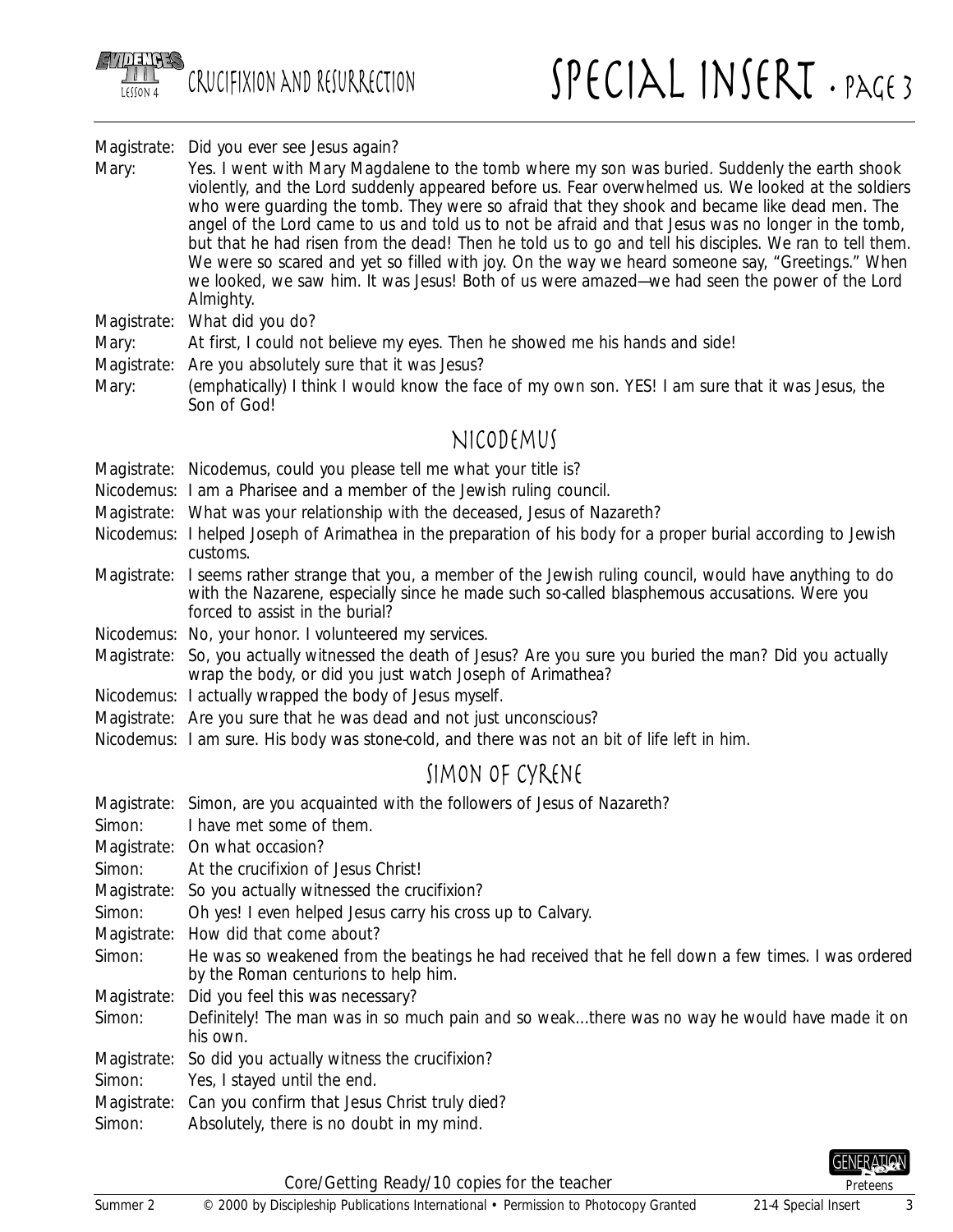Magistrate: Did you ever see Jesus again?

Mary: Yes. I went with Mary Magdalene to the tomb where my son was buried. Suddenly the earth shook violently, and the Lord suddenly appeared before us. Fear overwhelmed us. We looked at the soldiers who were guarding the tomb. They were so afraid that they shook and became like dead men. The angel of the Lord came to us and told us to not be afraid and that Jesus was no longer in the tomb, but that he had risen from the dead! Then he told us to go and tell his disciples. We ran to tell them. We were so scared and yet so filled with joy. On the way we heard someone say, "Greetings." When we looked, we saw him. It was Jesus! Both of us were amazed—we had seen the power of the Lord Almighty.

Magistrate: What did you do?

Mary: At first, I could not believe my eyes. Then he showed me his hands and side!

Magistrate: Are you absolutely sure that it was Jesus?

Mary: (emphatically) I think I would know the face of my own son. YES! I am sure that it was Jesus, the Son of God!

## Nicodemus

Magistrate: Nicodemus, could you please tell me what your title is?

Nicodemus: I am a Pharisee and a member of the Jewish ruling council.

Magistrate: What was your relationship with the deceased, Jesus of Nazareth?

Nicodemus: I helped Joseph of Arimathea in the preparation of his body for a proper burial according to Jewish customs.

Magistrate: I seems rather strange that you, a member of the Jewish ruling council, would have anything to do with the Nazarene, especially since he made such so-called blasphemous accusations. Were you forced to assist in the burial?

Nicodemus: No, your honor. I volunteered my services.

Magistrate: So, you actually witnessed the death of Jesus? Are you sure you buried the man? Did you actually wrap the body, or did you just watch Joseph of Arimathea?

Nicodemus: I actually wrapped the body of Jesus myself.

Magistrate: Are you sure that he was dead and not just unconscious?

Nicodemus: I am sure. His body was stone-cold, and there was not an bit of life left in him.

## Simon of Cyrene

Magistrate: Simon, are you acquainted with the followers of Jesus of Nazareth?

Simon: I have met some of them.

Magistrate: On what occasion?

Simon: At the crucifixion of Jesus Christ!

Magistrate: So you actually witnessed the crucifixion?

Simon: Oh yes! I even helped Jesus carry his cross up to Calvary.

Magistrate: How did that come about?

Simon: He was so weakened from the beatings he had received that he fell down a few times. I was ordered by the Roman centurions to help him.

Magistrate: Did you feel this was necessary?

Simon: Definitely! The man was in so much pain and so weak...there was no way he would have made it on his own.

Magistrate: So did you actually witness the crucifixion?

Simon: Yes, I stayed until the end.

Magistrate: Can you confirm that Jesus Christ truly died?

Simon: Absolutely, there is no doubt in my mind.

Core/Getting Ready/10 copies for the teacher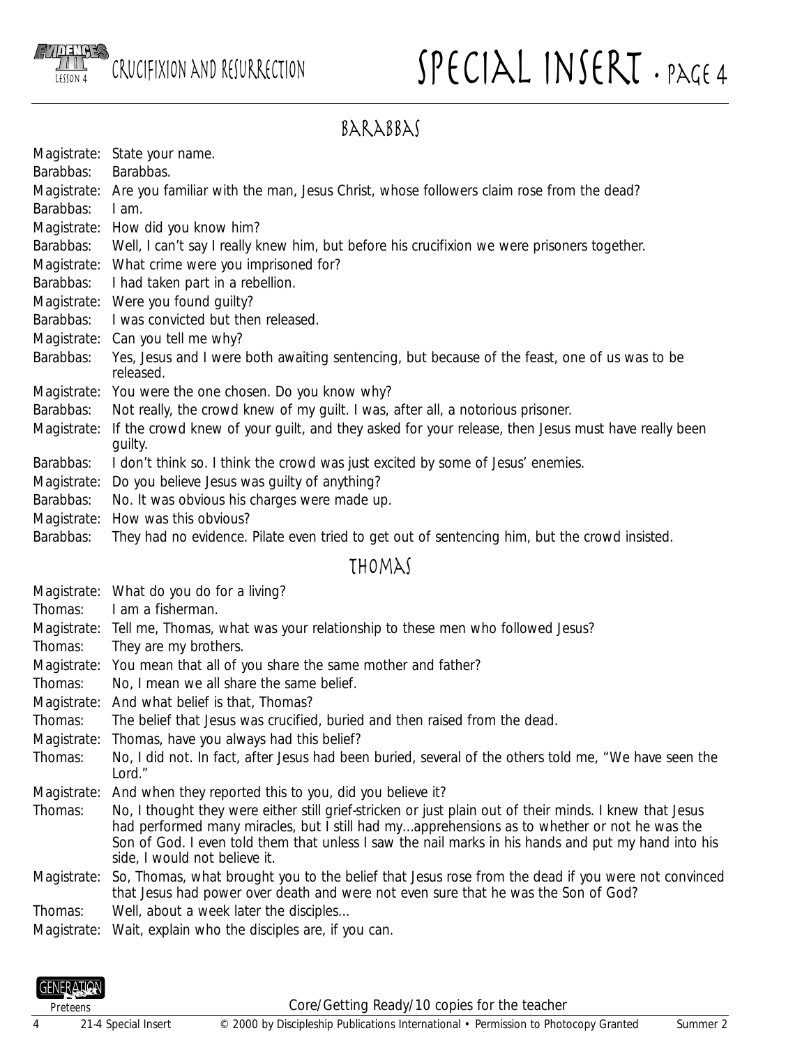## BARABBAS

Magistrate: State your name.

Barabbas: Barabbas.

Magistrate: Are you familiar with the man, Jesus Christ, whose followers claim rose from the dead?

Barabbas: I am.

Magistrate: How did you know him?

Barabbas: Well, I can't say I really knew him, but before his crucifixion we were prisoners together.

Magistrate: What crime were you imprisoned for?

Barabbas: I had taken part in a rebellion.

Magistrate: Were you found guilty?

Barabbas: I was convicted but then released.

Magistrate: Can you tell me why?

Barabbas: Yes, Jesus and I were both awaiting sentencing, but because of the feast, one of us was to be released.

Magistrate: You were the one chosen. Do you know why?

Barabbas: Not really, the crowd knew of my guilt. I was, after all, a notorious prisoner.

Magistrate: If the crowd knew of your guilt, and they asked for your release, then Jesus must have really been guilty.

Barabbas: I don't think so. I think the crowd was just excited by some of Jesus' enemies.

Magistrate: Do you believe Jesus was guilty of anything?

Barabbas: No. It was obvious his charges were made up.

Magistrate: How was this obvious?

Barabbas: They had no evidence. Pilate even tried to get out of sentencing him, but the crowd insisted.

## THOMAS

Magistrate: What do you do for a living?

Thomas: I am a fisherman.

Magistrate: Tell me, Thomas, what was your relationship to these men who followed Jesus?

Thomas: They are my brothers.

Magistrate: You mean that all of you share the same mother and father?

Thomas: No, I mean we all share the same belief.

Magistrate: And what belief is that, Thomas?

Thomas: The belief that Jesus was crucified, buried and then raised from the dead.

Magistrate: Thomas, have you always had this belief?

Thomas: No, I did not. In fact, after Jesus had been buried, several of the others told me, "We have seen the Lord."

Magistrate: And when they reported this to you, did you believe it?

Thomas: No, I thought they were either still grief-stricken or just plain out of their minds. I knew that Jesus had performed many miracles, but I still had my...apprehensions as to whether or not he was the Son of God. I even told them that unless I saw the nail marks in his hands and put my hand into his side, I would not believe it.

Magistrate: So, Thomas, what brought you to the belief that Jesus rose from the dead if you were not convinced that Jesus had power over death and were not even sure that he was the Son of God?

Thomas: Well, about a week later the disciples...

Magistrate: Wait, explain who the disciples are, if you can.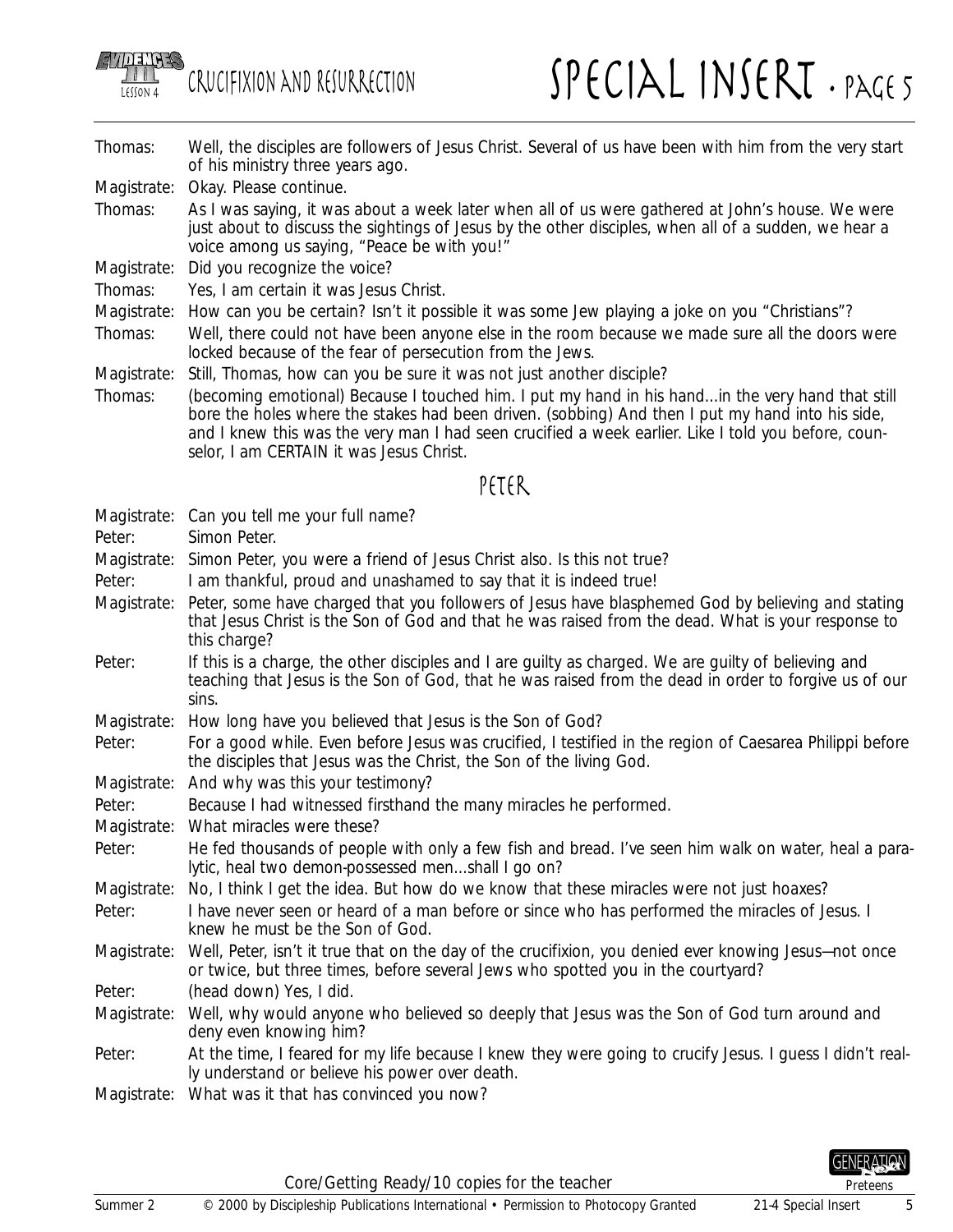Thomas: Well, the disciples are followers of Jesus Christ. Several of us have been with him from the very start of his ministry three years ago.

Magistrate: Okay. Please continue.

Thomas: As I was saying, it was about a week later when all of us were gathered at John's house. We were just about to discuss the sightings of Jesus by the other disciples, when all of a sudden, we hear a voice among us saying, "Peace be with you!"

Magistrate: Did you recognize the voice?

Thomas: Yes, I am certain it was Jesus Christ.

Magistrate: How can you be certain? Isn't it possible it was some Jew playing a joke on you "Christians"?

Thomas: Well, there could not have been anyone else in the room because we made sure all the doors were locked because of the fear of persecution from the Jews.

Magistrate: Still, Thomas, how can you be sure it was not just another disciple?

Thomas: (becoming emotional) Because I touched him. I put my hand in his hand...in the very hand that still bore the holes where the stakes had been driven. (sobbing) And then I put my hand into his side, and I knew this was the very man I had seen crucified a week earlier. Like I told you before, counselor, I am CERTAIN it was Jesus Christ.

## Peter

Magistrate: Can you tell me your full name?

Peter: Simon Peter.

Magistrate: Simon Peter, you were a friend of Jesus Christ also. Is this not true?

Peter: I am thankful, proud and unashamed to say that it is indeed true!

Magistrate: Peter, some have charged that you followers of Jesus have blasphemed God by believing and stating that Jesus Christ is the Son of God and that he was raised from the dead. What is your response to this charge?

Peter: If this is a charge, the other disciples and I are guilty as charged. We are guilty of believing and teaching that Jesus is the Son of God, that he was raised from the dead in order to forgive us of our sins.

Magistrate: How long have you believed that Jesus is the Son of God?

Peter: For a good while. Even before Jesus was crucified, I testified in the region of Caesarea Philippi before the disciples that Jesus was the Christ, the Son of the living God.

Magistrate: And why was this your testimony?

Peter: Because I had witnessed firsthand the many miracles he performed.

Magistrate: What miracles were these?

Peter: He fed thousands of people with only a few fish and bread. I've seen him walk on water, heal a paralytic, heal two demon-possessed men...shall I go on?

Magistrate: No, I think I get the idea. But how do we know that these miracles were not just hoaxes?

Peter: I have never seen or heard of a man before or since who has performed the miracles of Jesus. I knew he must be the Son of God.

Magistrate: Well, Peter, isn't it true that on the day of the crucifixion, you denied ever knowing Jesus—not once or twice, but three times, before several Jews who spotted you in the courtyard?

Peter: (head down) Yes, I did.

Magistrate: Well, why would anyone who believed so deeply that Jesus was the Son of God turn around and deny even knowing him?

Peter: At the time, I feared for my life because I knew they were going to crucify Jesus. I guess I didn't really understand or believe his power over death.

Magistrate: What was it that has convinced you now?

Core/Getting Ready/10 copies for the teacher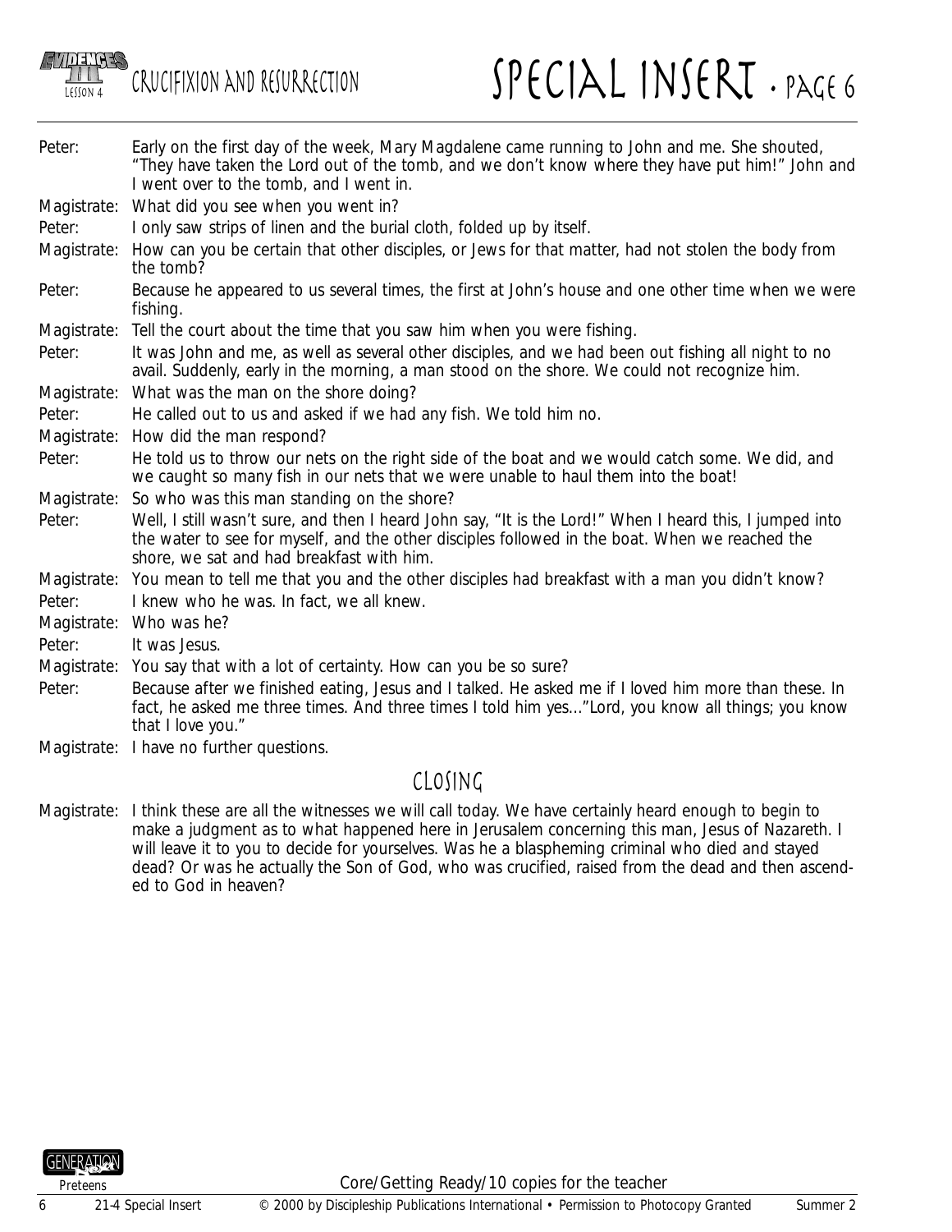**Peter:** Early on the first day of the week, Mary Magdalene came running to John and me. She shouted, "They have taken the Lord out of the tomb, and we don't know where they have put him!" John and I went over to the tomb, and I went in.

**Magistrate:** What did you see when you went in?

**Peter:** I only saw strips of linen and the burial cloth, folded up by itself.

**Magistrate:** How can you be certain that other disciples, or Jews for that matter, had not stolen the body from the tomb?

**Peter:** Because he appeared to us several times, the first at John's house and one other time when we were fishing.

**Magistrate:** Tell the court about the time that you saw him when you were fishing.

**Peter:** It was John and me, as well as several other disciples, and we had been out fishing all night to no avail. Suddenly, early in the morning, a man stood on the shore. We could not recognize him.

**Magistrate:** What was the man on the shore doing?

**Peter:** He called out to us and asked if we had any fish. We told him no.

**Magistrate:** How did the man respond?

**Peter:** He told us to throw our nets on the right side of the boat and we would catch some. We did, and we caught so many fish in our nets that we were unable to haul them into the boat!

**Magistrate:** So who was this man standing on the shore?

**Peter:** Well, I still wasn't sure, and then I heard John say, "It is the Lord!" When I heard this, I jumped into the water to see for myself, and the other disciples followed in the boat. When we reached the shore, we sat and had breakfast with him.

**Magistrate:** You mean to tell me that you and the other disciples had breakfast with a man you didn't know?

**Peter:** I knew who he was. In fact, we all knew.

**Magistrate:** Who was he?

**Peter:** It was Jesus.

**Magistrate:** You say that with a lot of certainty. How can you be so sure?

**Peter:** Because after we finished eating, Jesus and I talked. He asked me if I loved him more than these. In fact, he asked me three times. And three times I told him yes..."Lord, you know all things; you know that I love you."

**Magistrate:** I have no further questions.

## Closing

**Magistrate:** I think these are all the witnesses we will call today. We have certainly heard enough to begin to make a judgment as to what happened here in Jerusalem concerning this man, Jesus of Nazareth. I will leave it to you to decide for yourselves. Was he a blaspheming criminal who died and stayed dead? Or was he actually the Son of God, who was crucified, raised from the dead and then ascended to God in heaven?

Core/Getting Ready/10 copies for the teacher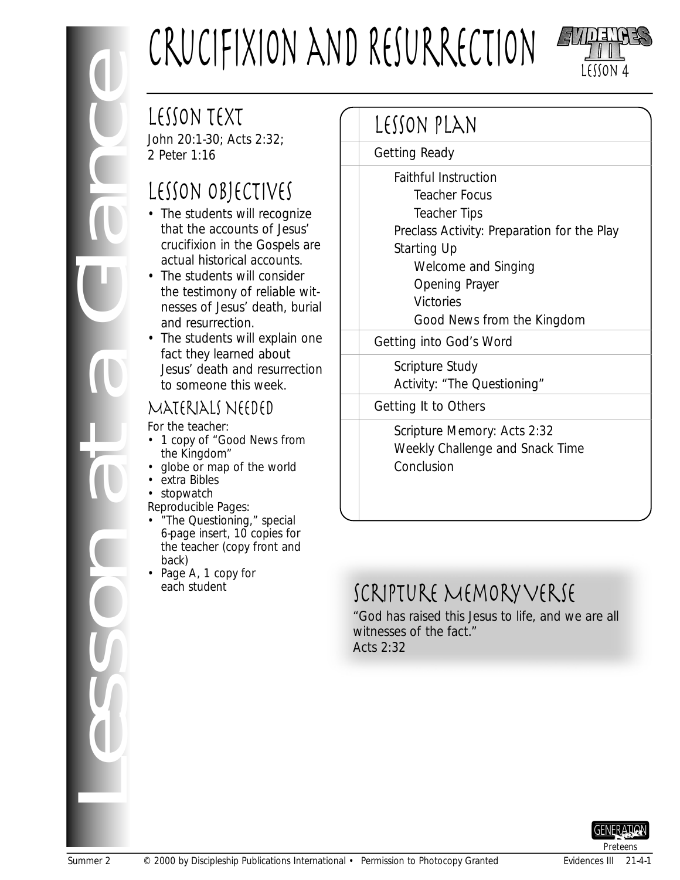# Crucifixion and Resurrection

Evidences III Lesson 4

Lesson at a Glance

## Lesson Text

John 20:1-30; Acts 2:32; 2 Peter 1:16

## Lesson Objectives

- The students will recognize that the accounts of Jesus' crucifixion in the Gospels are actual historical accounts.
- The students will consider the testimony of reliable witnesses of Jesus' death, burial and resurrection.
- The students will explain one fact they learned about Jesus' death and resurrection to someone this week.

### Materials Needed

For the teacher:
- 1 copy of "Good News from the Kingdom"
- globe or map of the world
- extra Bibles
- stopwatch

Reproducible Pages:
- "The Questioning," special 6-page insert, 10 copies for the teacher (copy front and back)
- Page A, 1 copy for each student

## Lesson Plan

Getting Ready

- Faithful Instruction
  - Teacher Focus
  - Teacher Tips
- Preclass Activity: Preparation for the Play
- Starting Up
  - Welcome and Singing
  - Opening Prayer
  - Victories
  - Good News from the Kingdom

Getting into God's Word

- Scripture Study
- Activity: "The Questioning"

Getting It to Others

- Scripture Memory: Acts 2:32
- Weekly Challenge and Snack Time
- Conclusion

## Scripture Memory Verse

"God has raised this Jesus to life, and we are all witnesses of the fact."
Acts 2:32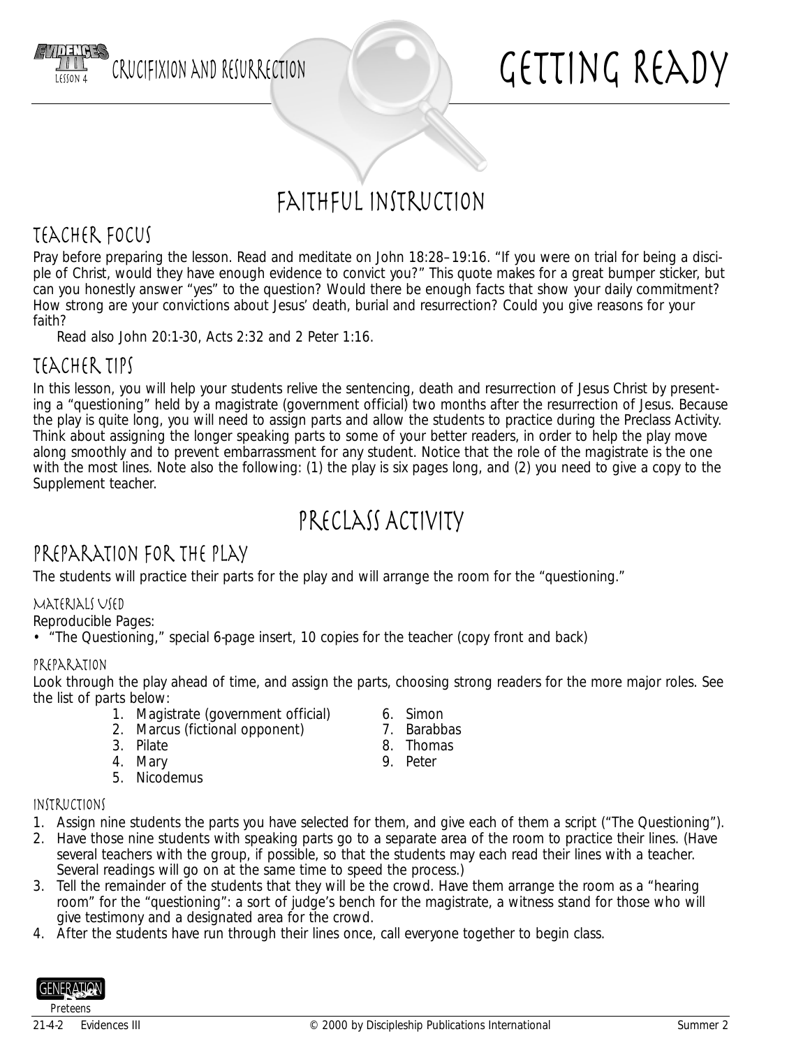# Getting Ready

## Faithful Instruction

### Teacher Focus

Pray before preparing the lesson. Read and meditate on John 18:28–19:16. "If you were on trial for being a disciple of Christ, would they have enough evidence to convict you?" This quote makes for a great bumper sticker, but can you honestly answer "yes" to the question? Would there be enough facts that show your daily commitment? How strong are your convictions about Jesus' death, burial and resurrection? Could you give reasons for your faith?

Read also John 20:1-30, Acts 2:32 and 2 Peter 1:16.

### Teacher Tips

In this lesson, you will help your students relive the sentencing, death and resurrection of Jesus Christ by presenting a "questioning" held by a magistrate (government official) two months after the resurrection of Jesus. Because the play is quite long, you will need to assign parts and allow the students to practice during the Preclass Activity. Think about assigning the longer speaking parts to some of your better readers, in order to help the play move along smoothly and to prevent embarrassment for any student. Notice that the role of the magistrate is the one with the most lines. Note also the following: (1) the play is six pages long, and (2) you need to give a copy to the Supplement teacher.

## Preclass Activity

### Preparation for the Play

The students will practice their parts for the play and will arrange the room for the "questioning."

#### Materials Used

Reproducible Pages:

- "The Questioning," special 6-page insert, 10 copies for the teacher (copy front and back)

#### Preparation

Look through the play ahead of time, and assign the parts, choosing strong readers for the more major roles. See the list of parts below:

1. Magistrate (government official)
2. Marcus (fictional opponent)
3. Pilate
4. Mary
5. Nicodemus
6. Simon
7. Barabbas
8. Thomas
9. Peter

#### Instructions

1. Assign nine students the parts you have selected for them, and give each of them a script ("The Questioning").
2. Have those nine students with speaking parts go to a separate area of the room to practice their lines. (Have several teachers with the group, if possible, so that the students may each read their lines with a teacher. Several readings will go on at the same time to speed the process.)
3. Tell the remainder of the students that they will be the crowd. Have them arrange the room as a "hearing room" for the "questioning": a sort of judge's bench for the magistrate, a witness stand for those who will give testimony and a designated area for the crowd.
4. After the students have run through their lines once, call everyone together to begin class.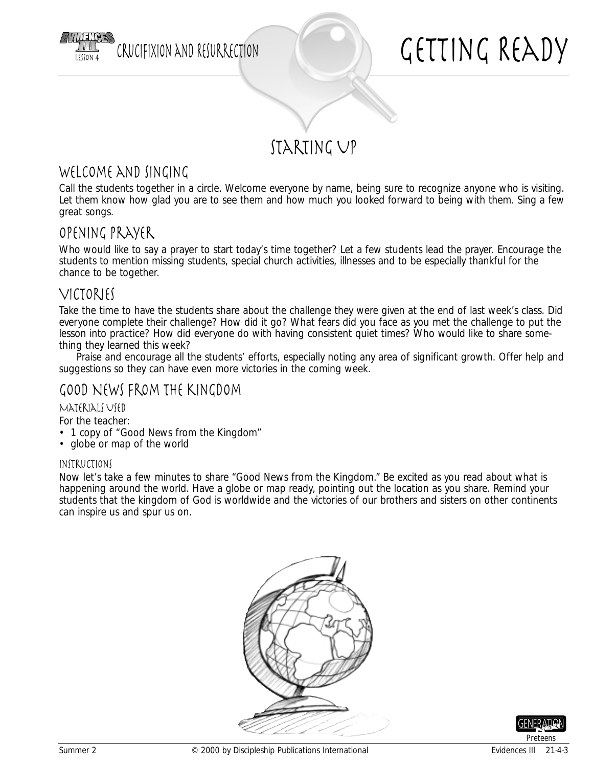# Getting Ready

## Starting Up

### Welcome and Singing

Call the students together in a circle. Welcome everyone by name, being sure to recognize anyone who is visiting. Let them know how glad you are to see them and how much you looked forward to being with them. Sing a few great songs.

### Opening Prayer

Who would like to say a prayer to start today's time together? Let a few students lead the prayer. Encourage the students to mention missing students, special church activities, illnesses and to be especially thankful for the chance to be together.

### Victories

Take the time to have the students share about the challenge they were given at the end of last week's class. Did everyone complete their challenge? How did it go? What fears did you face as you met the challenge to put the lesson into practice? How did everyone do with having consistent quiet times? Who would like to share something they learned this week?

Praise and encourage all the students' efforts, especially noting any area of significant growth. Offer help and suggestions so they can have even more victories in the coming week.

### Good News from the Kingdom

#### Materials Used

For the teacher:

- 1 copy of "Good News from the Kingdom"
- globe or map of the world

#### Instructions

Now let's take a few minutes to share "Good News from the Kingdom." Be excited as you read about what is happening around the world. Have a globe or map ready, pointing out the location as you share. Remind your students that the kingdom of God is worldwide and the victories of our brothers and sisters on other continents can inspire us and spur us on.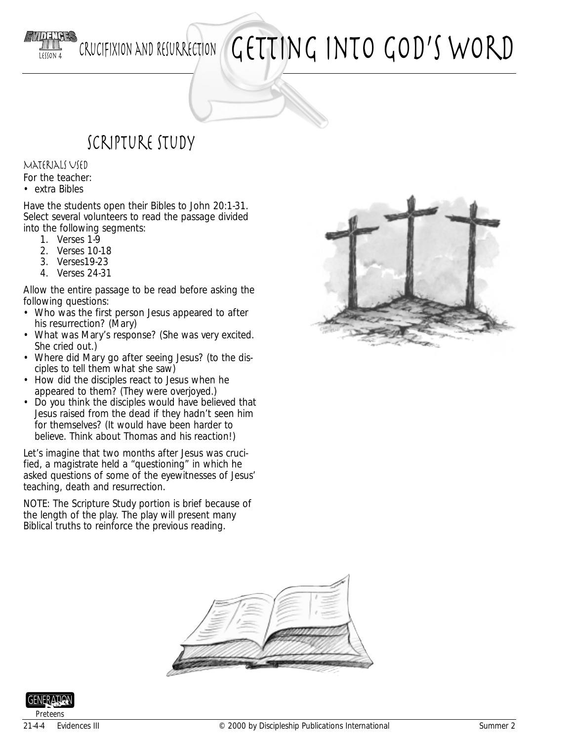# Getting into God's Word

## Scripture Study

### Materials Used

For the teacher:

- extra Bibles

Have the students open their Bibles to John 20:1-31. Select several volunteers to read the passage divided into the following segments:

1. Verses 1-9
2. Verses 10-18
3. Verses19-23
4. Verses 24-31

Allow the entire passage to be read before asking the following questions:

- Who was the first person Jesus appeared to after his resurrection? (Mary)
- What was Mary's response? (She was very excited. She cried out.)
- Where did Mary go after seeing Jesus? (to the disciples to tell them what she saw)
- How did the disciples react to Jesus when he appeared to them? (They were overjoyed.)
- Do you think the disciples would have believed that Jesus raised from the dead if they hadn't seen him for themselves? (It would have been harder to believe. Think about Thomas and his reaction!)

Let's imagine that two months after Jesus was crucified, a magistrate held a "questioning" in which he asked questions of some of the eyewitnesses of Jesus' teaching, death and resurrection.

NOTE: The Scripture Study portion is brief because of the length of the play. The play will present many Biblical truths to reinforce the previous reading.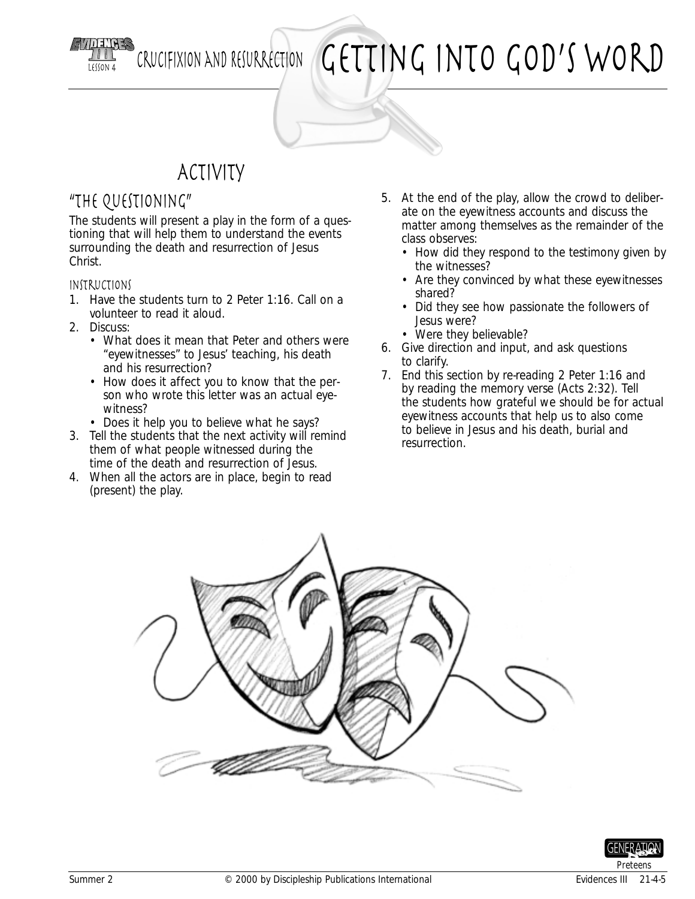# Getting Into God's Word

## Activity

### "The Questioning"

The students will present a play in the form of a questioning that will help them to understand the events surrounding the death and resurrection of Jesus Christ.

#### Instructions

1. Have the students turn to 2 Peter 1:16. Call on a volunteer to read it aloud.
2. Discuss:
   - What does it mean that Peter and others were "eyewitnesses" to Jesus' teaching, his death and his resurrection?
   - How does it affect you to know that the person who wrote this letter was an actual eyewitness?
   - Does it help you to believe what he says?
3. Tell the students that the next activity will remind them of what people witnessed during the time of the death and resurrection of Jesus.
4. When all the actors are in place, begin to read (present) the play.
5. At the end of the play, allow the crowd to deliberate on the eyewitness accounts and discuss the matter among themselves as the remainder of the class observes:
   - How did they respond to the testimony given by the witnesses?
   - Are they convinced by what these eyewitnesses shared?
   - Did they see how passionate the followers of Jesus were?
   - Were they believable?
6. Give direction and input, and ask questions to clarify.
7. End this section by re-reading 2 Peter 1:16 and by reading the memory verse (Acts 2:32). Tell the students how grateful we should be for actual eyewitness accounts that help us to also come to believe in Jesus and his death, burial and resurrection.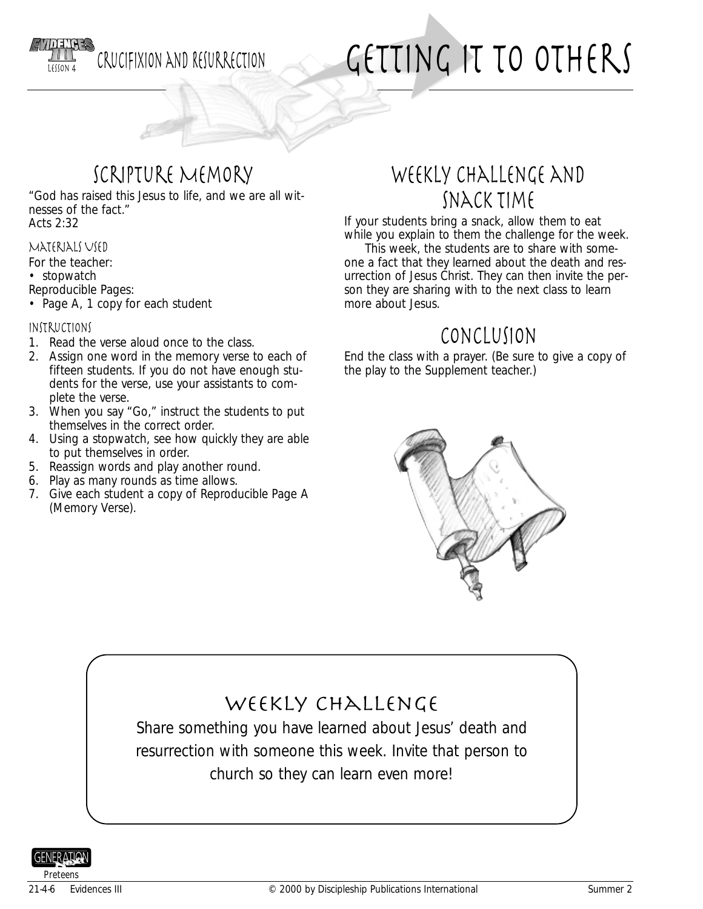# Getting It to Others

## Scripture Memory

"God has raised this Jesus to life, and we are all witnesses of the fact."
Acts 2:32

### Materials Used

For the teacher:

- stopwatch

Reproducible Pages:

- Page A, 1 copy for each student

### Instructions

1. Read the verse aloud once to the class.
2. Assign one word in the memory verse to each of fifteen students. If you do not have enough students for the verse, use your assistants to complete the verse.
3. When you say "Go," instruct the students to put themselves in the correct order.
4. Using a stopwatch, see how quickly they are able to put themselves in order.
5. Reassign words and play another round.
6. Play as many rounds as time allows.
7. Give each student a copy of Reproducible Page A (Memory Verse).

## Weekly Challenge and Snack Time

If your students bring a snack, allow them to eat while you explain to them the challenge for the week.

This week, the students are to share with someone a fact that they learned about the death and resurrection of Jesus Christ. They can then invite the person they are sharing with to the next class to learn more about Jesus.

## Conclusion

End the class with a prayer. (Be sure to give a copy of the play to the Supplement teacher.)

## Weekly Challenge

Share something you have learned about Jesus' death and resurrection with someone this week. Invite that person to church so they can learn even more!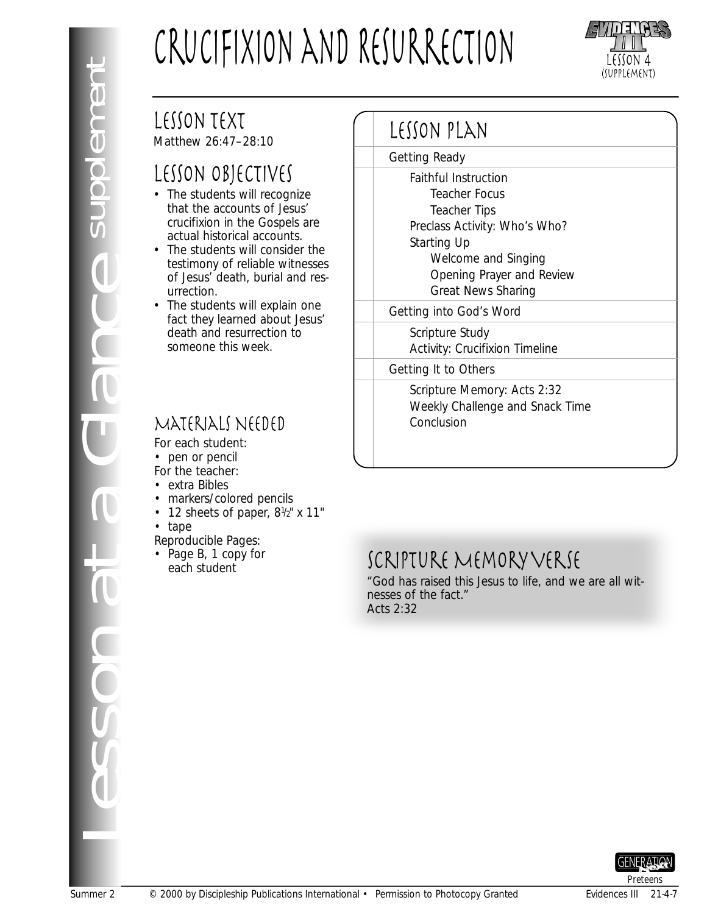# Crucifixion and Resurrection

Lesson 4 (Supplement)

## Lesson at a Glance supplement

## Lesson Text
Matthew 26:47–28:10

## Lesson Objectives
- The students will recognize that the accounts of Jesus' crucifixion in the Gospels are actual historical accounts.
- The students will consider the testimony of reliable witnesses of Jesus' death, burial and resurrection.
- The students will explain one fact they learned about Jesus' death and resurrection to someone this week.

## Materials Needed
For each student:
- pen or pencil

For the teacher:
- extra Bibles
- markers/colored pencils
- 12 sheets of paper, 8½" x 11"
- tape

Reproducible Pages:
- Page B, 1 copy for each student

## Lesson Plan
- Getting Ready
  - Faithful Instruction
    - Teacher Focus
    - Teacher Tips
  - Preclass Activity: Who's Who?
  - Starting Up
    - Welcome and Singing
    - Opening Prayer and Review
    - Great News Sharing
- Getting into God's Word
  - Scripture Study
  - Activity: Crucifixion Timeline
- Getting It to Others
  - Scripture Memory: Acts 2:32
  - Weekly Challenge and Snack Time
  - Conclusion

## Scripture Memory Verse
"God has raised this Jesus to life, and we are all witnesses of the fact."
Acts 2:32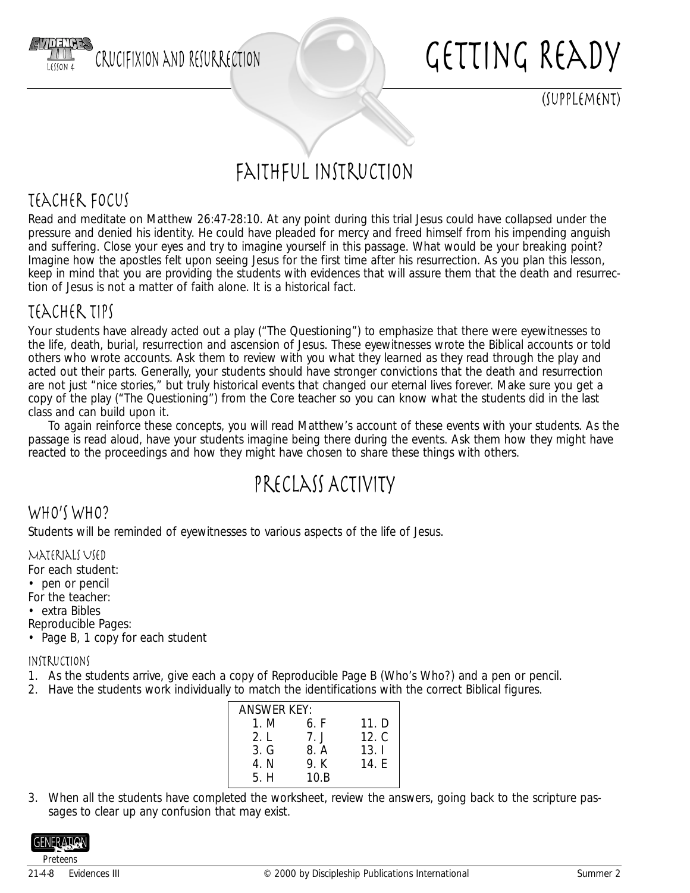# Getting Ready

(Supplement)

## Faithful Instruction

### Teacher Focus

Read and meditate on Matthew 26:47-28:10. At any point during this trial Jesus could have collapsed under the pressure and denied his identity. He could have pleaded for mercy and freed himself from his impending anguish and suffering. Close your eyes and try to imagine yourself in this passage. What would be your breaking point? Imagine how the apostles felt upon seeing Jesus for the first time after his resurrection. As you plan this lesson, keep in mind that you are providing the students with evidences that will assure them that the death and resurrection of Jesus is not a matter of faith alone. It is a historical fact.

### Teacher Tips

Your students have already acted out a play ("The Questioning") to emphasize that there were eyewitnesses to the life, death, burial, resurrection and ascension of Jesus. These eyewitnesses wrote the Biblical accounts or told others who wrote accounts. Ask them to review with you what they learned as they read through the play and acted out their parts. Generally, your students should have stronger convictions that the death and resurrection are not just "nice stories," but truly historical events that changed our eternal lives forever. Make sure you get a copy of the play ("The Questioning") from the Core teacher so you can know what the students did in the last class and can build upon it.

To again reinforce these concepts, you will read Matthew's account of these events with your students. As the passage is read aloud, have your students imagine being there during the events. Ask them how they might have reacted to the proceedings and how they might have chosen to share these things with others.

## Preclass Activity

### Who's Who?

Students will be reminded of eyewitnesses to various aspects of the life of Jesus.

#### Materials Used

For each student:
- pen or pencil

For the teacher:
- extra Bibles

Reproducible Pages:
- Page B, 1 copy for each student

#### Instructions

1. As the students arrive, give each a copy of Reproducible Page B (Who's Who?) and a pen or pencil.
2. Have the students work individually to match the identifications with the correct Biblical figures.

| ANSWER KEY: | | |
|---|---|---|
| 1. M | 6. F | 11. D |
| 2. L | 7. J | 12. C |
| 3. G | 8. A | 13. I |
| 4. N | 9. K | 14. E |
| 5. H | 10.B | |

3. When all the students have completed the worksheet, review the answers, going back to the scripture passages to clear up any confusion that may exist.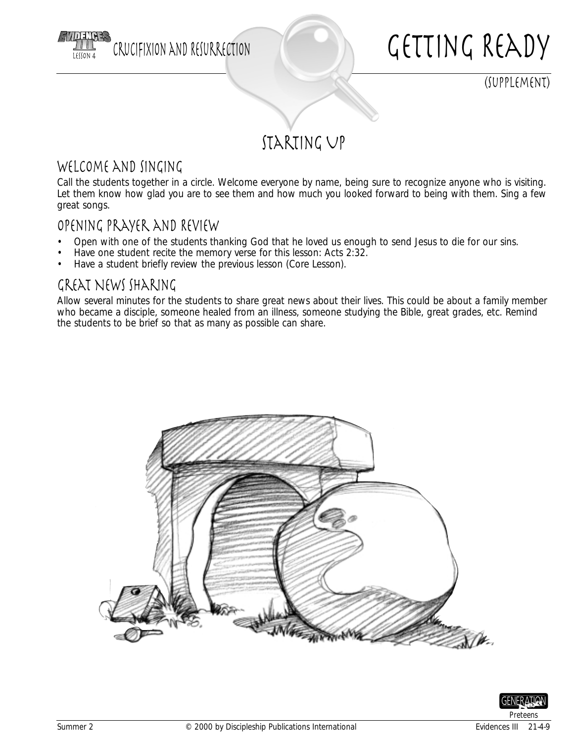# Getting Ready

(Supplement)

## Starting Up

### Welcome and Singing

Call the students together in a circle. Welcome everyone by name, being sure to recognize anyone who is visiting. Let them know how glad you are to see them and how much you looked forward to being with them. Sing a few great songs.

### Opening Prayer and Review

- Open with one of the students thanking God that he loved us enough to send Jesus to die for our sins.
- Have one student recite the memory verse for this lesson: Acts 2:32.
- Have a student briefly review the previous lesson (Core Lesson).

### Great News Sharing

Allow several minutes for the students to share great news about their lives. This could be about a family member who became a disciple, someone healed from an illness, someone studying the Bible, great grades, etc. Remind the students to be brief so that as many as possible can share.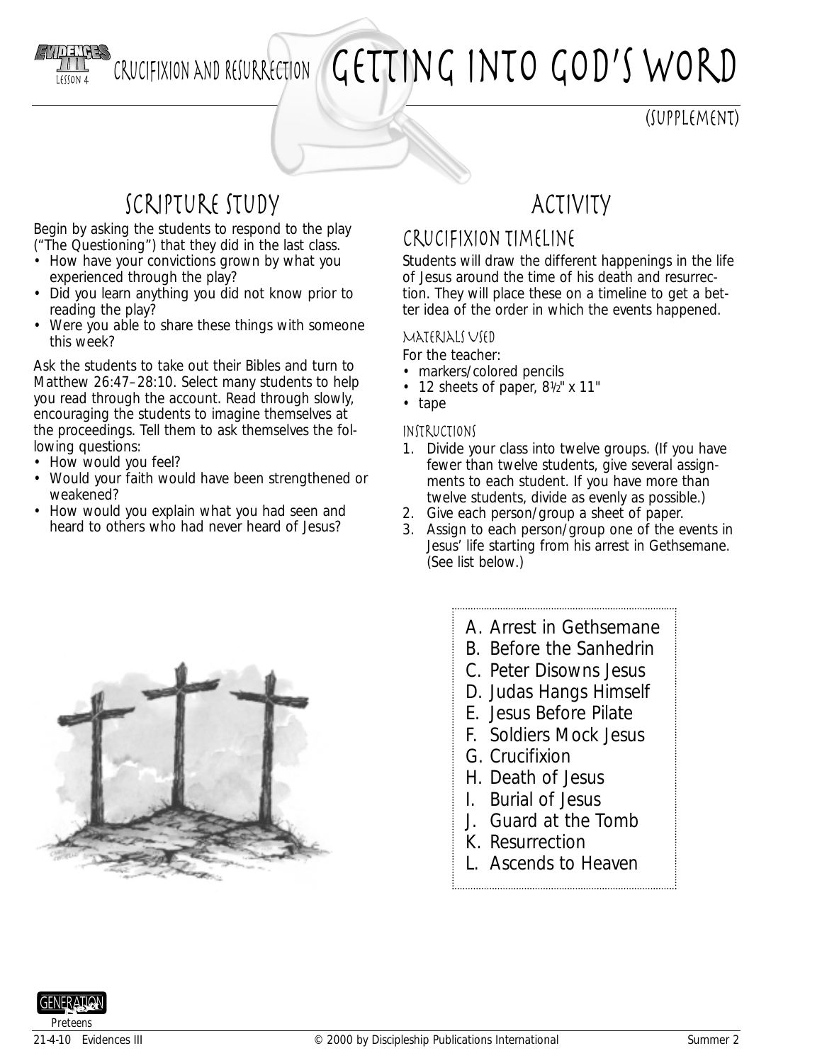# Getting Into God's Word

(Supplement)

Crucifixion and Resurrection

## Scripture Study

Begin by asking the students to respond to the play ("The Questioning") that they did in the last class.

- How have your convictions grown by what you experienced through the play?
- Did you learn anything you did not know prior to reading the play?
- Were you able to share these things with someone this week?

Ask the students to take out their Bibles and turn to Matthew 26:47–28:10. Select many students to help you read through the account. Read through slowly, encouraging the students to imagine themselves at the proceedings. Tell them to ask themselves the following questions:

- How would you feel?
- Would your faith would have been strengthened or weakened?
- How would you explain what you had seen and heard to others who had never heard of Jesus?

## Activity

### Crucifixion Timeline

Students will draw the different happenings in the life of Jesus around the time of his death and resurrection. They will place these on a timeline to get a better idea of the order in which the events happened.

#### Materials Used

For the teacher:

- markers/colored pencils
- 12 sheets of paper, 8½" x 11"
- tape

#### Instructions

1. Divide your class into twelve groups. (If you have fewer than twelve students, give several assignments to each student. If you have more than twelve students, divide as evenly as possible.)
2. Give each person/group a sheet of paper.
3. Assign to each person/group one of the events in Jesus' life starting from his arrest in Gethsemane. (See list below.)

A. Arrest in Gethsemane
B. Before the Sanhedrin
C. Peter Disowns Jesus
D. Judas Hangs Himself
E. Jesus Before Pilate
F. Soldiers Mock Jesus
G. Crucifixion
H. Death of Jesus
I. Burial of Jesus
J. Guard at the Tomb
K. Resurrection
L. Ascends to Heaven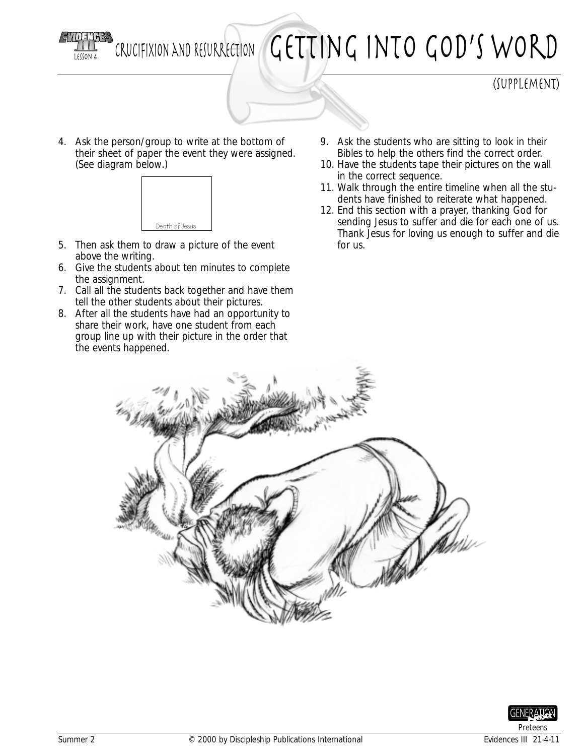# GETTING INTO GOD'S WORD

(SUPPLEMENT)

4. Ask the person/group to write at the bottom of their sheet of paper the event they were assigned. (See diagram below.)

Death of Jesus

5. Then ask them to draw a picture of the event above the writing.
6. Give the students about ten minutes to complete the assignment.
7. Call all the students back together and have them tell the other students about their pictures.
8. After all the students have had an opportunity to share their work, have one student from each group line up with their picture in the order that the events happened.
9. Ask the students who are sitting to look in their Bibles to help the others find the correct order.
10. Have the students tape their pictures on the wall in the correct sequence.
11. Walk through the entire timeline when all the students have finished to reiterate what happened.
12. End this section with a prayer, thanking God for sending Jesus to suffer and die for each one of us. Thank Jesus for loving us enough to suffer and die for us.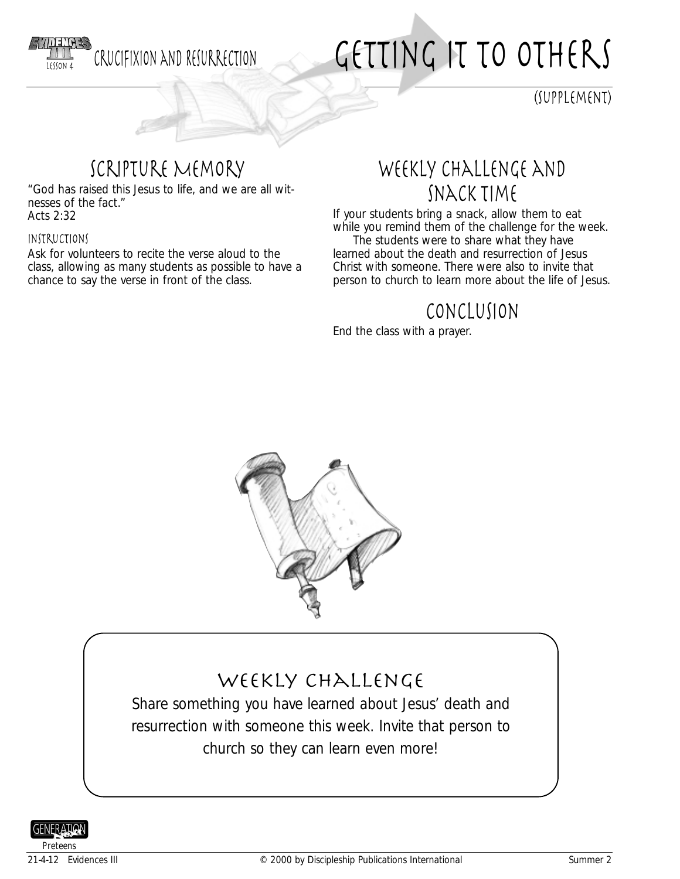Crucifixion and Resurrection

# Getting It to Others

(Supplement)

## Scripture Memory

"God has raised this Jesus to life, and we are all witnesses of the fact."
Acts 2:32

### Instructions

Ask for volunteers to recite the verse aloud to the class, allowing as many students as possible to have a chance to say the verse in front of the class.

## Weekly Challenge and Snack Time

If your students bring a snack, allow them to eat while you remind them of the challenge for the week.

The students were to share what they have learned about the death and resurrection of Jesus Christ with someone. There were also to invite that person to church to learn more about the life of Jesus.

## Conclusion

End the class with a prayer.

## Weekly Challenge

Share something you have learned about Jesus' death and resurrection with someone this week. Invite that person to church so they can learn even more!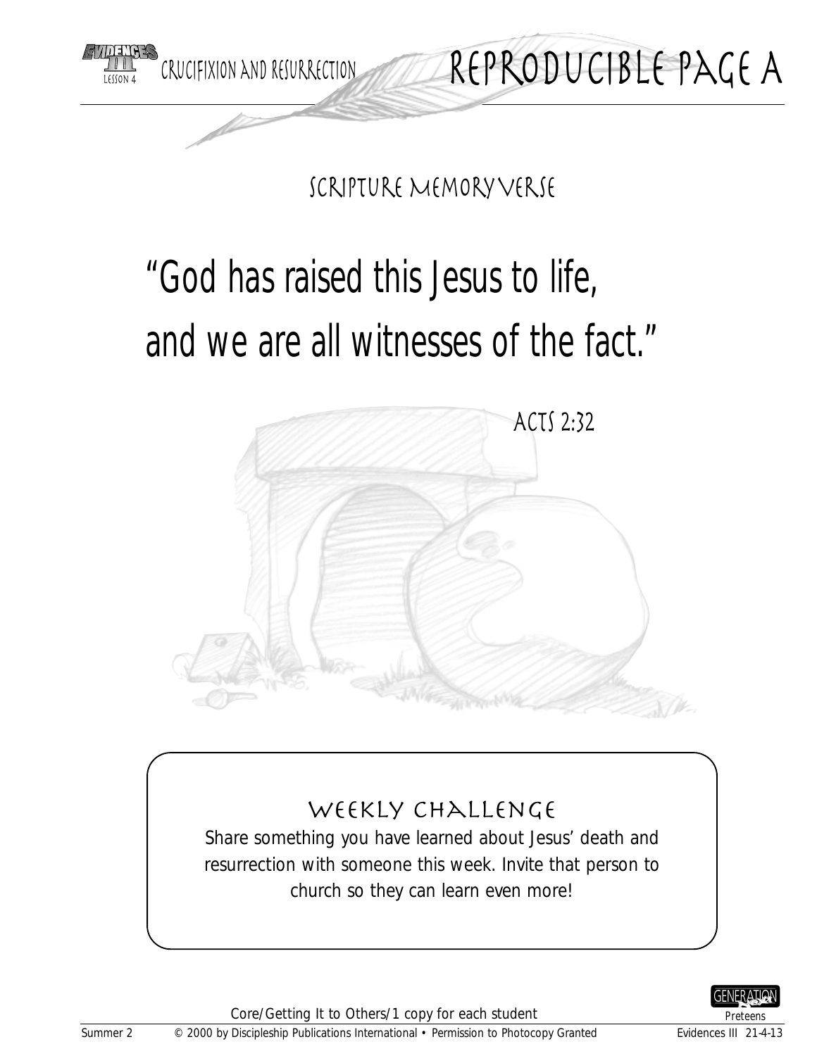# Reproducible Page A

## Scripture Memory Verse

"God has raised this Jesus to life, and we are all witnesses of the fact."

Acts 2:32

### Weekly Challenge

Share something you have learned about Jesus' death and resurrection with someone this week. Invite that person to church so they can learn even more!

Core/Getting It to Others/1 copy for each student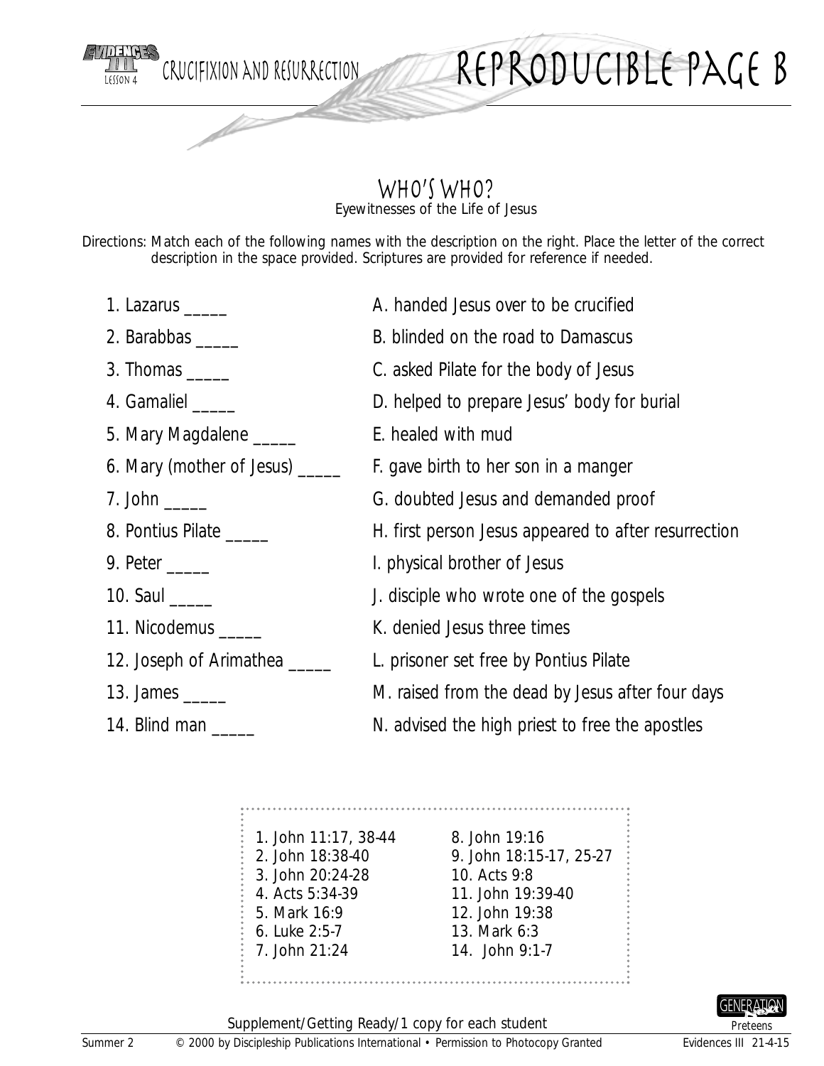# REPRODUCIBLE PAGE B

## WHO'S WHO?

*Eyewitnesses of the Life of Jesus*

Directions: Match each of the following names with the description on the right. Place the letter of the correct description in the space provided. Scriptures are provided for reference if needed.

| | |
|---|---|
| 1. Lazarus _____ | A. handed Jesus over to be crucified |
| 2. Barabbas _____ | B. blinded on the road to Damascus |
| 3. Thomas _____ | C. asked Pilate for the body of Jesus |
| 4. Gamaliel _____ | D. helped to prepare Jesus' body for burial |
| 5. Mary Magdalene _____ | E. healed with mud |
| 6. Mary (mother of Jesus) _____ | F. gave birth to her son in a manger |
| 7. John _____ | G. doubted Jesus and demanded proof |
| 8. Pontius Pilate _____ | H. first person Jesus appeared to after resurrection |
| 9. Peter _____ | I. physical brother of Jesus |
| 10. Saul _____ | J. disciple who wrote one of the gospels |
| 11. Nicodemus _____ | K. denied Jesus three times |
| 12. Joseph of Arimathea _____ | L. prisoner set free by Pontius Pilate |
| 13. James _____ | M. raised from the dead by Jesus after four days |
| 14. Blind man _____ | N. advised the high priest to free the apostles |

| | |
|---|---|
| 1. John 11:17, 38-44 | 8. John 19:16 |
| 2. John 18:38-40 | 9. John 18:15-17, 25-27 |
| 3. John 20:24-28 | 10. Acts 9:8 |
| 4. Acts 5:34-39 | 11. John 19:39-40 |
| 5. Mark 16:9 | 12. John 19:38 |
| 6. Luke 2:5-7 | 13. Mark 6:3 |
| 7. John 21:24 | 14. John 9:1-7 |

Supplement/Getting Ready/1 copy for each student

© 2000 by Discipleship Publications International • Permission to Photocopy Granted